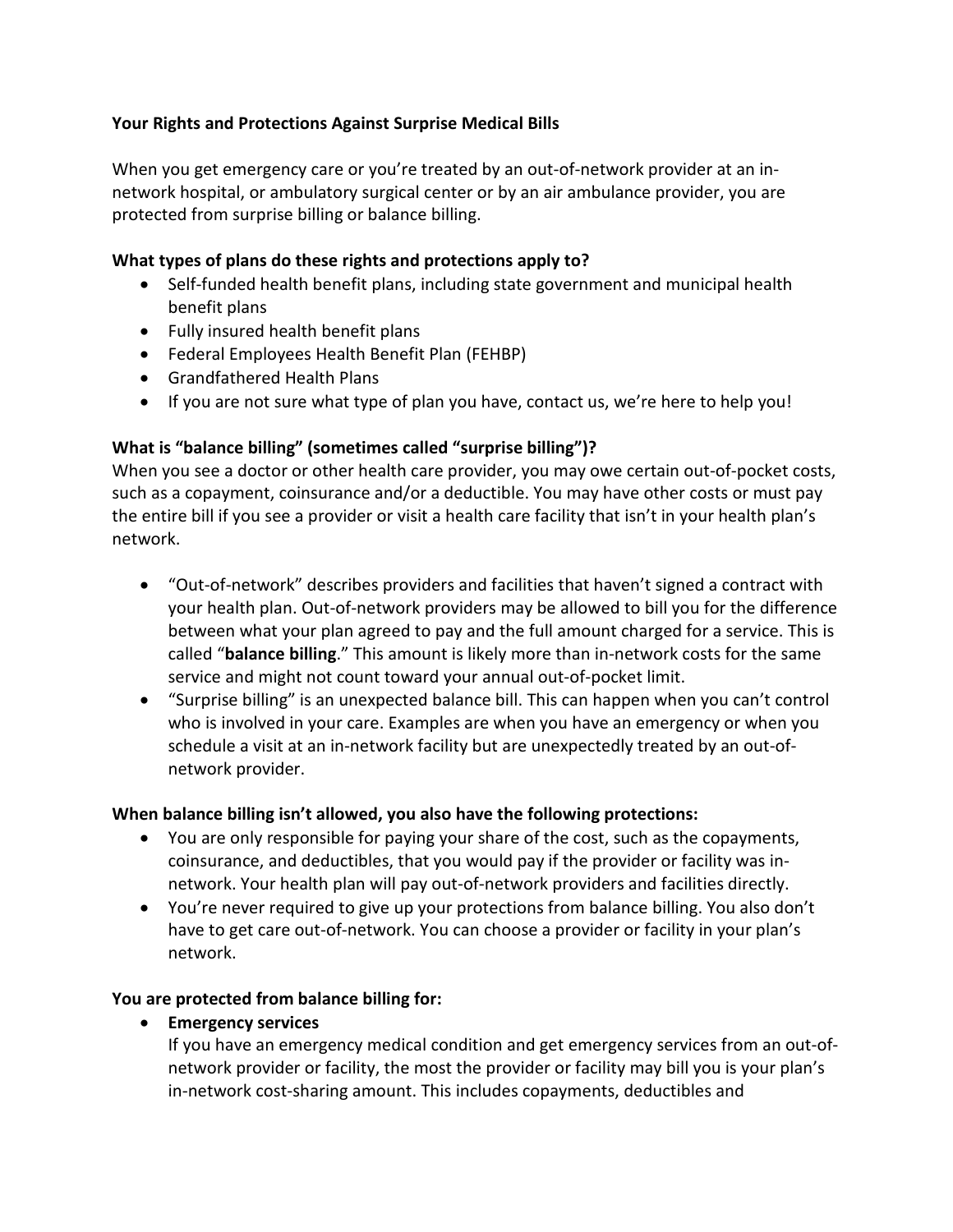## Your Rights and Protections Against Surprise Medical Bills

When you get emergency care or you're treated by an out-of-network provider at an in-network hospital, or ambulatory surgical center or by an air ambulance provider, you are protected from surprise billing or balance billing.

### What types of plans do these rights and protections apply to?

- Self-funded health benefit plans, including state government and municipal health benefit plans
- Fully insured health benefit plans
- Federal Employees Health Benefit Plan (FEHBP)
- Grandfathered Health Plans
- If you are not sure what type of plan you have, contact us, we're here to help you!

### What is "balance billing" (sometimes called "surprise billing")?

When you see a doctor or other health care provider, you may owe certain out-of-pocket costs, such as a copayment, coinsurance and/or a deductible. You may have other costs or must pay the entire bill if you see a provider or visit a health care facility that isn't in your health plan's network.

- "Out-of-network" describes providers and facilities that haven't signed a contract with your health plan. Out-of-network providers may be allowed to bill you for the difference between what your plan agreed to pay and the full amount charged for a service. This is called "**balance billing**." This amount is likely more than in-network costs for the same service and might not count toward your annual out-of-pocket limit.
- "Surprise billing" is an unexpected balance bill. This can happen when you can't control who is involved in your care. Examples are when you have an emergency or when you schedule a visit at an in-network facility but are unexpectedly treated by an out-of-network provider.

### When balance billing isn't allowed, you also have the following protections:

- You are only responsible for paying your share of the cost, such as the copayments, coinsurance, and deductibles, that you would pay if the provider or facility was in-network. Your health plan will pay out-of-network providers and facilities directly.
- You're never required to give up your protections from balance billing. You also don't have to get care out-of-network. You can choose a provider or facility in your plan's network.

### You are protected from balance billing for:

- **Emergency services**
  If you have an emergency medical condition and get emergency services from an out-of-network provider or facility, the most the provider or facility may bill you is your plan's in-network cost-sharing amount. This includes copayments, deductibles and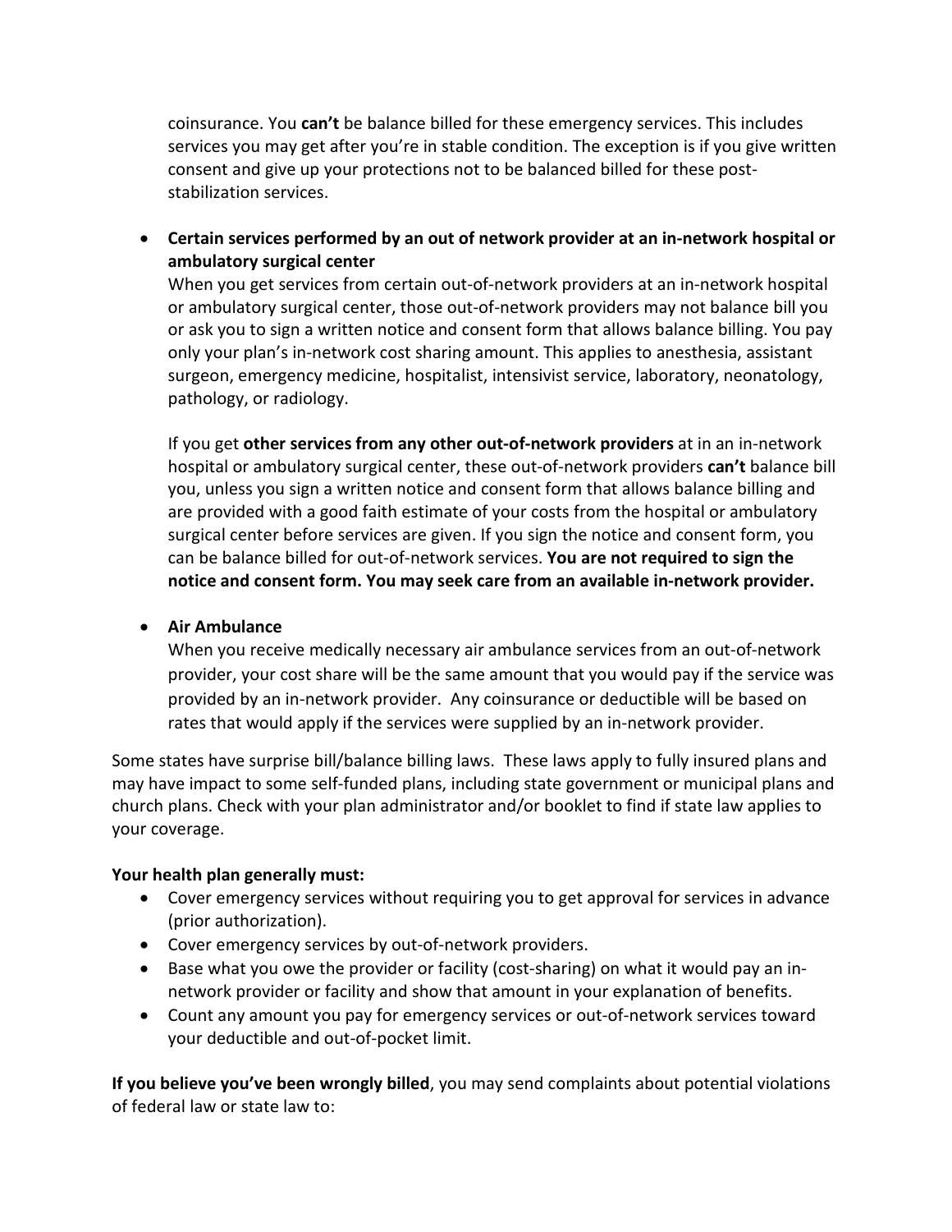coinsurance. You **can't** be balance billed for these emergency services. This includes services you may get after you're in stable condition. The exception is if you give written consent and give up your protections not to be balanced billed for these post-stabilization services.

- **Certain services performed by an out of network provider at an in-network hospital or ambulatory surgical center**
  When you get services from certain out-of-network providers at an in-network hospital or ambulatory surgical center, those out-of-network providers may not balance bill you or ask you to sign a written notice and consent form that allows balance billing. You pay only your plan's in-network cost sharing amount. This applies to anesthesia, assistant surgeon, emergency medicine, hospitalist, intensivist service, laboratory, neonatology, pathology, or radiology.

  If you get **other services from any other out-of-network providers** at in an in-network hospital or ambulatory surgical center, these out-of-network providers **can't** balance bill you, unless you sign a written notice and consent form that allows balance billing and are provided with a good faith estimate of your costs from the hospital or ambulatory surgical center before services are given. If you sign the notice and consent form, you can be balance billed for out-of-network services. **You are not required to sign the notice and consent form. You may seek care from an available in-network provider.**

- **Air Ambulance**
  When you receive medically necessary air ambulance services from an out-of-network provider, your cost share will be the same amount that you would pay if the service was provided by an in-network provider. Any coinsurance or deductible will be based on rates that would apply if the services were supplied by an in-network provider.

Some states have surprise bill/balance billing laws. These laws apply to fully insured plans and may have impact to some self-funded plans, including state government or municipal plans and church plans. Check with your plan administrator and/or booklet to find if state law applies to your coverage.

**Your health plan generally must:**

- Cover emergency services without requiring you to get approval for services in advance (prior authorization).
- Cover emergency services by out-of-network providers.
- Base what you owe the provider or facility (cost-sharing) on what it would pay an in-network provider or facility and show that amount in your explanation of benefits.
- Count any amount you pay for emergency services or out-of-network services toward your deductible and out-of-pocket limit.

**If you believe you've been wrongly billed**, you may send complaints about potential violations of federal law or state law to: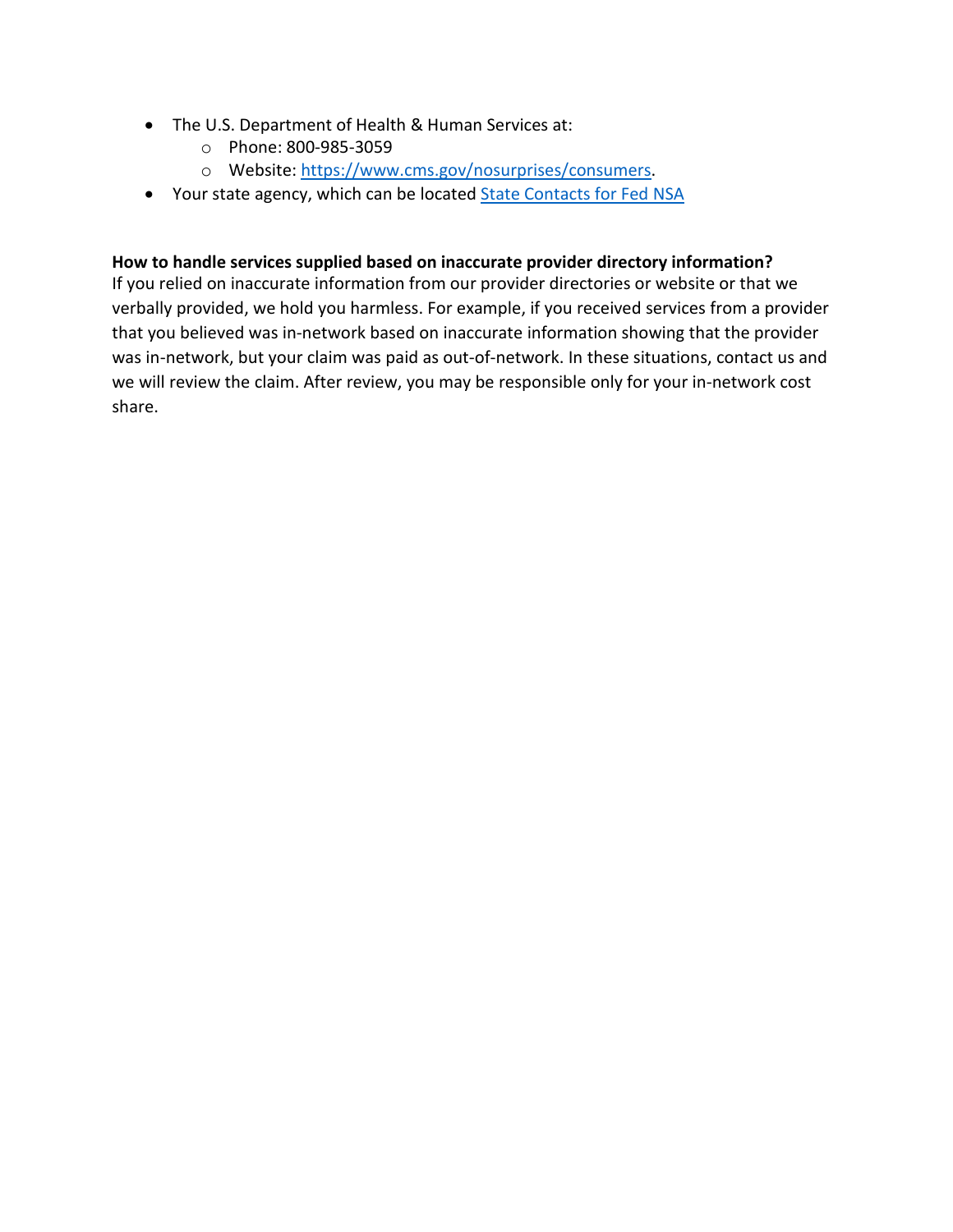- The U.S. Department of Health & Human Services at:
  - Phone: 800-985-3059
  - Website: [https://www.cms.gov/nosurprises/consumers](https://www.cms.gov/nosurprises/consumers).
- Your state agency, which can be located [State Contacts for Fed NSA](State Contacts for Fed NSA)

**How to handle services supplied based on inaccurate provider directory information?**

If you relied on inaccurate information from our provider directories or website or that we verbally provided, we hold you harmless. For example, if you received services from a provider that you believed was in-network based on inaccurate information showing that the provider was in-network, but your claim was paid as out-of-network. In these situations, contact us and we will review the claim. After review, you may be responsible only for your in-network cost share.